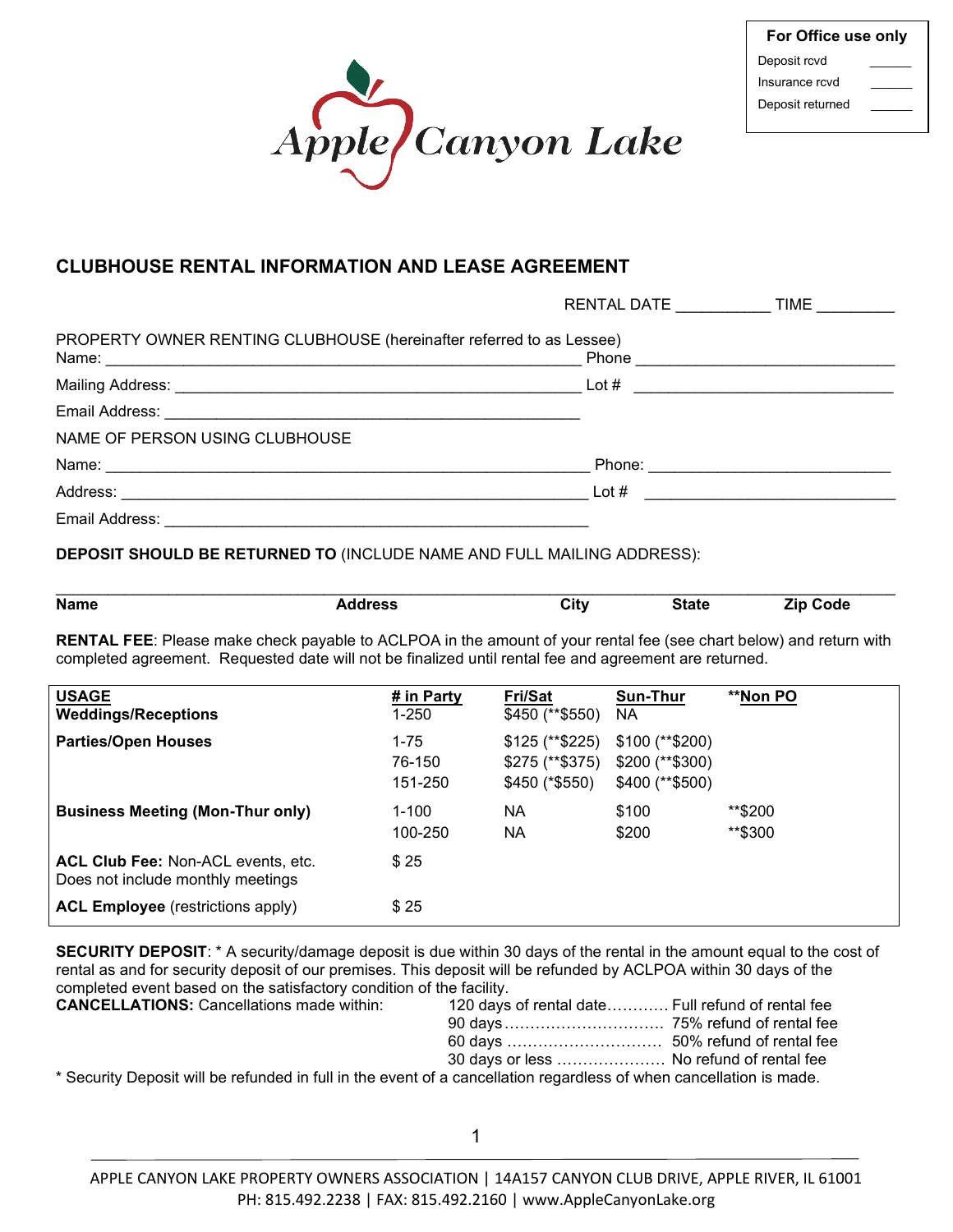Apple Canyon Lake

| For Office use only | |
|---|---|
| Deposit rcvd | ______ |
| Insurance rcvd | ______ |
| Deposit returned | ______ |

## CLUBHOUSE RENTAL INFORMATION AND LEASE AGREEMENT

RENTAL DATE ___________ TIME _________

PROPERTY OWNER RENTING CLUBHOUSE (hereinafter referred to as Lessee)
Name: ______________________________________________________ Phone ______________________________

Mailing Address: ______________________________________________ Lot # ______________________________

Email Address: ______________________________________________

NAME OF PERSON USING CLUBHOUSE

Name: ______________________________________________________ Phone: ___________________________

Address: ____________________________________________________ Lot # ______________________________

Email Address: ______________________________________________

**DEPOSIT SHOULD BE RETURNED TO** (INCLUDE NAME AND FULL MAILING ADDRESS):

______________________________________________________________________________________

**Name** **Address** **City** **State** **Zip Code**

**RENTAL FEE**: Please make check payable to ACLPOA in the amount of your rental fee (see chart below) and return with completed agreement. Requested date will not be finalized until rental fee and agreement are returned.

| USAGE | # in Party | Fri/Sat | Sun-Thur | **Non PO |
|---|---|---|---|---|
| **Weddings/Receptions** | 1-250 | $450 (**$550) | NA | |
| **Parties/Open Houses** | 1-75 | $125 (**$225) | $100 (**$200) | |
| | 76-150 | $275 (**$375) | $200 (**$300) | |
| | 151-250 | $450 (*$550) | $400 (**$500) | |
| **Business Meeting (Mon-Thur only)** | 1-100 | NA | $100 | **$200 |
| | 100-250 | NA | $200 | **$300 |
| **ACL Club Fee:** Non-ACL events, etc. Does not include monthly meetings | $ 25 | | | |
| **ACL Employee** (restrictions apply) | $ 25 | | | |

**SECURITY DEPOSIT**: * A security/damage deposit is due within 30 days of the rental in the amount equal to the cost of rental as and for security deposit of our premises. This deposit will be refunded by ACLPOA within 30 days of the completed event based on the satisfactory condition of the facility.

**CANCELLATIONS:** Cancellations made within:

- 120 days of rental date………… Full refund of rental fee
- 90 days…………………………… 75% refund of rental fee
- 60 days ………………………… 50% refund of rental fee
- 30 days or less ………………… No refund of rental fee

* Security Deposit will be refunded in full in the event of a cancellation regardless of when cancellation is made.

APPLE CANYON LAKE PROPERTY OWNERS ASSOCIATION | 14A157 CANYON CLUB DRIVE, APPLE RIVER, IL 61001
PH: 815.492.2238 | FAX: 815.492.2160 | www.AppleCanyonLake.org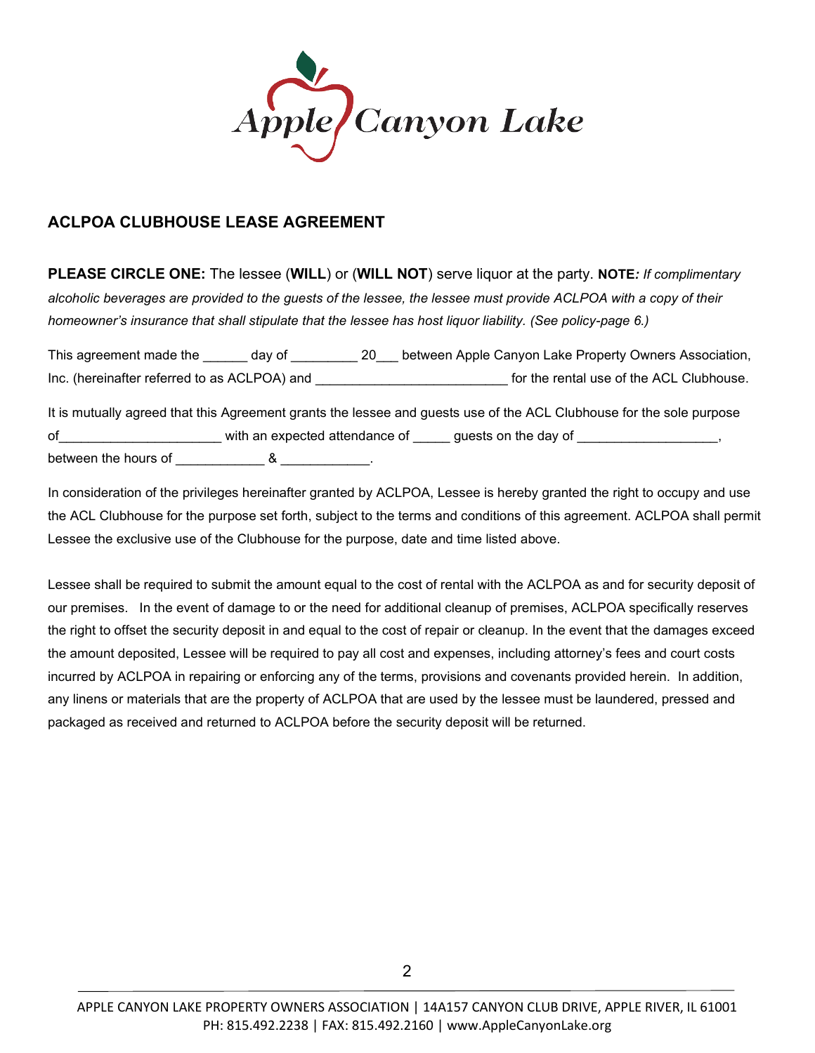## ACLPOA CLUBHOUSE LEASE AGREEMENT

**PLEASE CIRCLE ONE:** The lessee (**WILL**) or (**WILL NOT**) serve liquor at the party. **NOTE***: If complimentary alcoholic beverages are provided to the guests of the lessee, the lessee must provide ACLPOA with a copy of their homeowner's insurance that shall stipulate that the lessee has host liquor liability. (See policy-page 6.)*

This agreement made the ______ day of _________ 20___ between Apple Canyon Lake Property Owners Association, Inc. (hereinafter referred to as ACLPOA) and __________________________ for the rental use of the ACL Clubhouse.

It is mutually agreed that this Agreement grants the lessee and guests use of the ACL Clubhouse for the sole purpose of______________________ with an expected attendance of _____ guests on the day of ___________________, between the hours of ____________ & ____________.

In consideration of the privileges hereinafter granted by ACLPOA, Lessee is hereby granted the right to occupy and use the ACL Clubhouse for the purpose set forth, subject to the terms and conditions of this agreement. ACLPOA shall permit Lessee the exclusive use of the Clubhouse for the purpose, date and time listed above.

Lessee shall be required to submit the amount equal to the cost of rental with the ACLPOA as and for security deposit of our premises. In the event of damage to or the need for additional cleanup of premises, ACLPOA specifically reserves the right to offset the security deposit in and equal to the cost of repair or cleanup. In the event that the damages exceed the amount deposited, Lessee will be required to pay all cost and expenses, including attorney's fees and court costs incurred by ACLPOA in repairing or enforcing any of the terms, provisions and covenants provided herein. In addition, any linens or materials that are the property of ACLPOA that are used by the lessee must be laundered, pressed and packaged as received and returned to ACLPOA before the security deposit will be returned.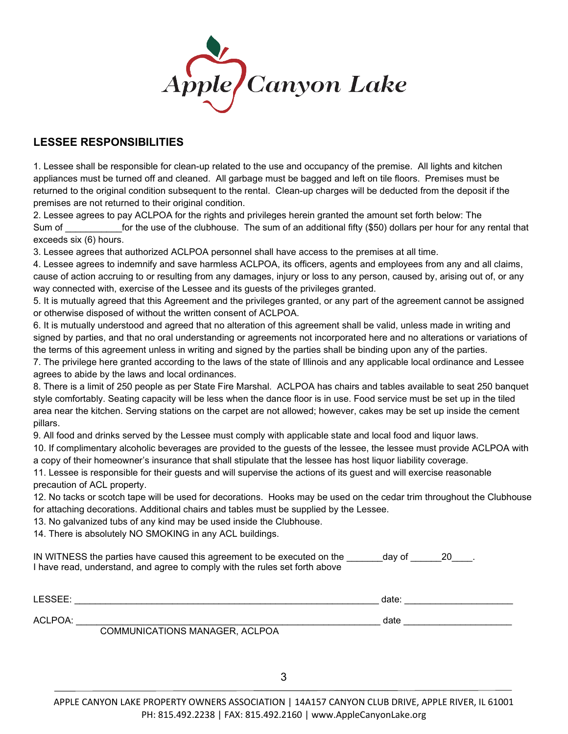Apple Canyon Lake

## LESSEE RESPONSIBILITIES

1. Lessee shall be responsible for clean-up related to the use and occupancy of the premise. All lights and kitchen appliances must be turned off and cleaned. All garbage must be bagged and left on tile floors. Premises must be returned to the original condition subsequent to the rental. Clean-up charges will be deducted from the deposit if the premises are not returned to their original condition.
2. Lessee agrees to pay ACLPOA for the rights and privileges herein granted the amount set forth below: The Sum of ___________for the use of the clubhouse. The sum of an additional fifty ($50) dollars per hour for any rental that exceeds six (6) hours.
3. Lessee agrees that authorized ACLPOA personnel shall have access to the premises at all time.
4. Lessee agrees to indemnify and save harmless ACLPOA, its officers, agents and employees from any and all claims, cause of action accruing to or resulting from any damages, injury or loss to any person, caused by, arising out of, or any way connected with, exercise of the Lessee and its guests of the privileges granted.
5. It is mutually agreed that this Agreement and the privileges granted, or any part of the agreement cannot be assigned or otherwise disposed of without the written consent of ACLPOA.
6. It is mutually understood and agreed that no alteration of this agreement shall be valid, unless made in writing and signed by parties, and that no oral understanding or agreements not incorporated here and no alterations or variations of the terms of this agreement unless in writing and signed by the parties shall be binding upon any of the parties.
7. The privilege here granted according to the laws of the state of Illinois and any applicable local ordinance and Lessee agrees to abide by the laws and local ordinances.
8. There is a limit of 250 people as per State Fire Marshal. ACLPOA has chairs and tables available to seat 250 banquet style comfortably. Seating capacity will be less when the dance floor is in use. Food service must be set up in the tiled area near the kitchen. Serving stations on the carpet are not allowed; however, cakes may be set up inside the cement pillars.
9. All food and drinks served by the Lessee must comply with applicable state and local food and liquor laws.
10. If complimentary alcoholic beverages are provided to the guests of the lessee, the lessee must provide ACLPOA with a copy of their homeowner's insurance that shall stipulate that the lessee has host liquor liability coverage.
11. Lessee is responsible for their guests and will supervise the actions of its guest and will exercise reasonable precaution of ACL property.
12. No tacks or scotch tape will be used for decorations. Hooks may be used on the cedar trim throughout the Clubhouse for attaching decorations. Additional chairs and tables must be supplied by the Lessee.
13. No galvanized tubs of any kind may be used inside the Clubhouse.
14. There is absolutely NO SMOKING in any ACL buildings.

IN WITNESS the parties have caused this agreement to be executed on the _______day of ______20____.
I have read, understand, and agree to comply with the rules set forth above

LESSEE: ____________________________________________________________ date: ____________________

ACLPOA: ____________________________________________________________ date ____________________
COMMUNICATIONS MANAGER, ACLPOA

APPLE CANYON LAKE PROPERTY OWNERS ASSOCIATION | 14A157 CANYON CLUB DRIVE, APPLE RIVER, IL 61001
PH: 815.492.2238 | FAX: 815.492.2160 | www.AppleCanyonLake.org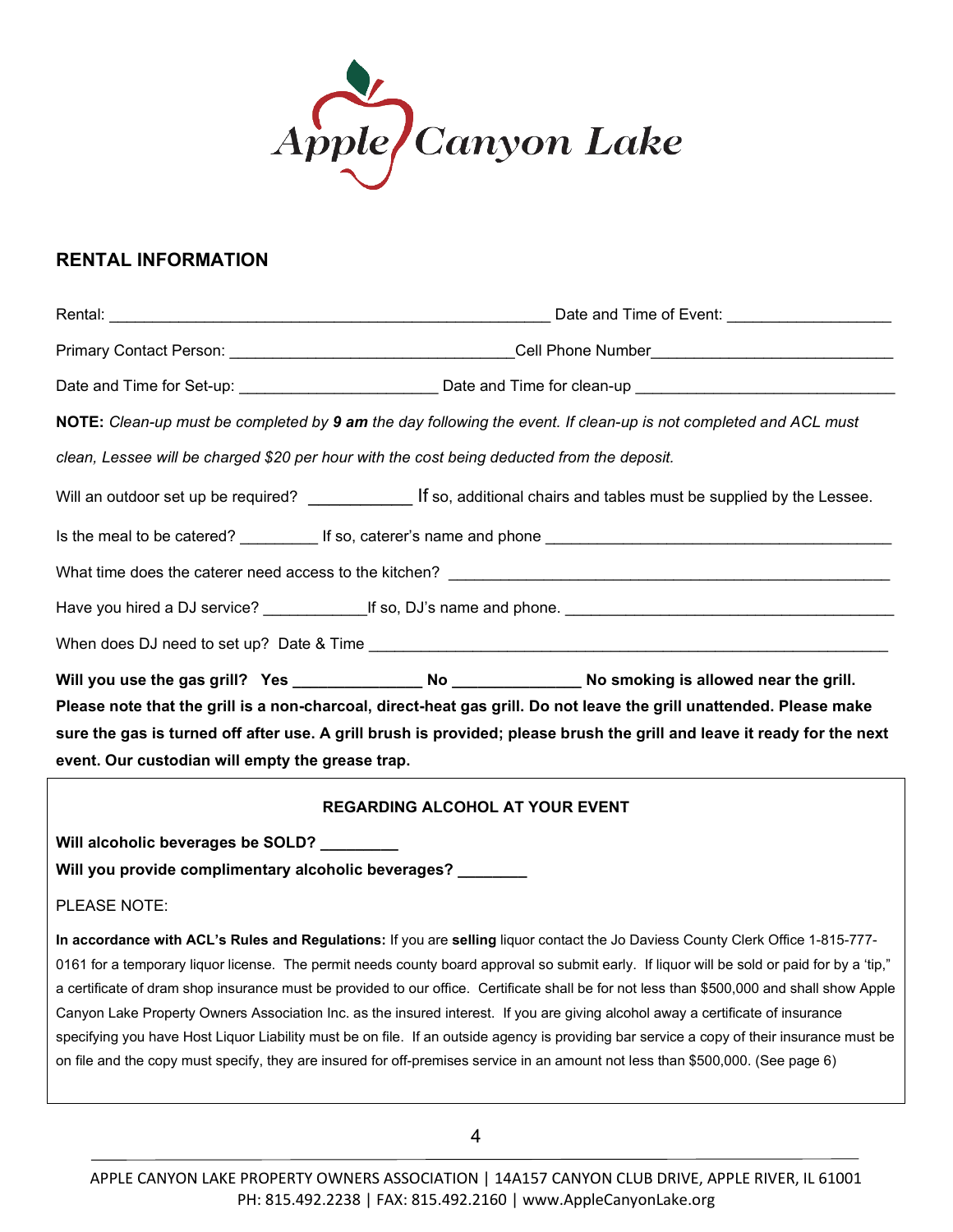Apple Canyon Lake

## RENTAL INFORMATION

Rental: _____________________________________________________ Date and Time of Event: ___________________

Primary Contact Person: ________________________________Cell Phone Number___________________________

Date and Time for Set-up: _______________________ Date and Time for clean-up ______________________________

**NOTE:** *Clean-up must be completed by **9 am** the day following the event. If clean-up is not completed and ACL must clean, Lessee will be charged $20 per hour with the cost being deducted from the deposit.*

Will an outdoor set up be required? ____________ If so, additional chairs and tables must be supplied by the Lessee.

Is the meal to be catered? _________ If so, caterer's name and phone ________________________________________

What time does the caterer need access to the kitchen? ____________________________________________________

Have you hired a DJ service? ____________If so, DJ's name and phone. ______________________________________

When does DJ need to set up? Date & Time ____________________________________________________________

**Will you use the gas grill? Yes _______________ No _______________ No smoking is allowed near the grill. Please note that the grill is a non-charcoal, direct-heat gas grill. Do not leave the grill unattended. Please make sure the gas is turned off after use. A grill brush is provided; please brush the grill and leave it ready for the next event. Our custodian will empty the grease trap.**

### REGARDING ALCOHOL AT YOUR EVENT

**Will alcoholic beverages be SOLD? _________**

**Will you provide complimentary alcoholic beverages? ________**

PLEASE NOTE:

**In accordance with ACL's Rules and Regulations:** If you are **selling** liquor contact the Jo Daviess County Clerk Office 1-815-777-0161 for a temporary liquor license. The permit needs county board approval so submit early. If liquor will be sold or paid for by a 'tip," a certificate of dram shop insurance must be provided to our office. Certificate shall be for not less than $500,000 and shall show Apple Canyon Lake Property Owners Association Inc. as the insured interest. If you are giving alcohol away a certificate of insurance specifying you have Host Liquor Liability must be on file. If an outside agency is providing bar service a copy of their insurance must be on file and the copy must specify, they are insured for off-premises service in an amount not less than $500,000. (See page 6)

APPLE CANYON LAKE PROPERTY OWNERS ASSOCIATION | 14A157 CANYON CLUB DRIVE, APPLE RIVER, IL 61001
PH: 815.492.2238 | FAX: 815.492.2160 | www.AppleCanyonLake.org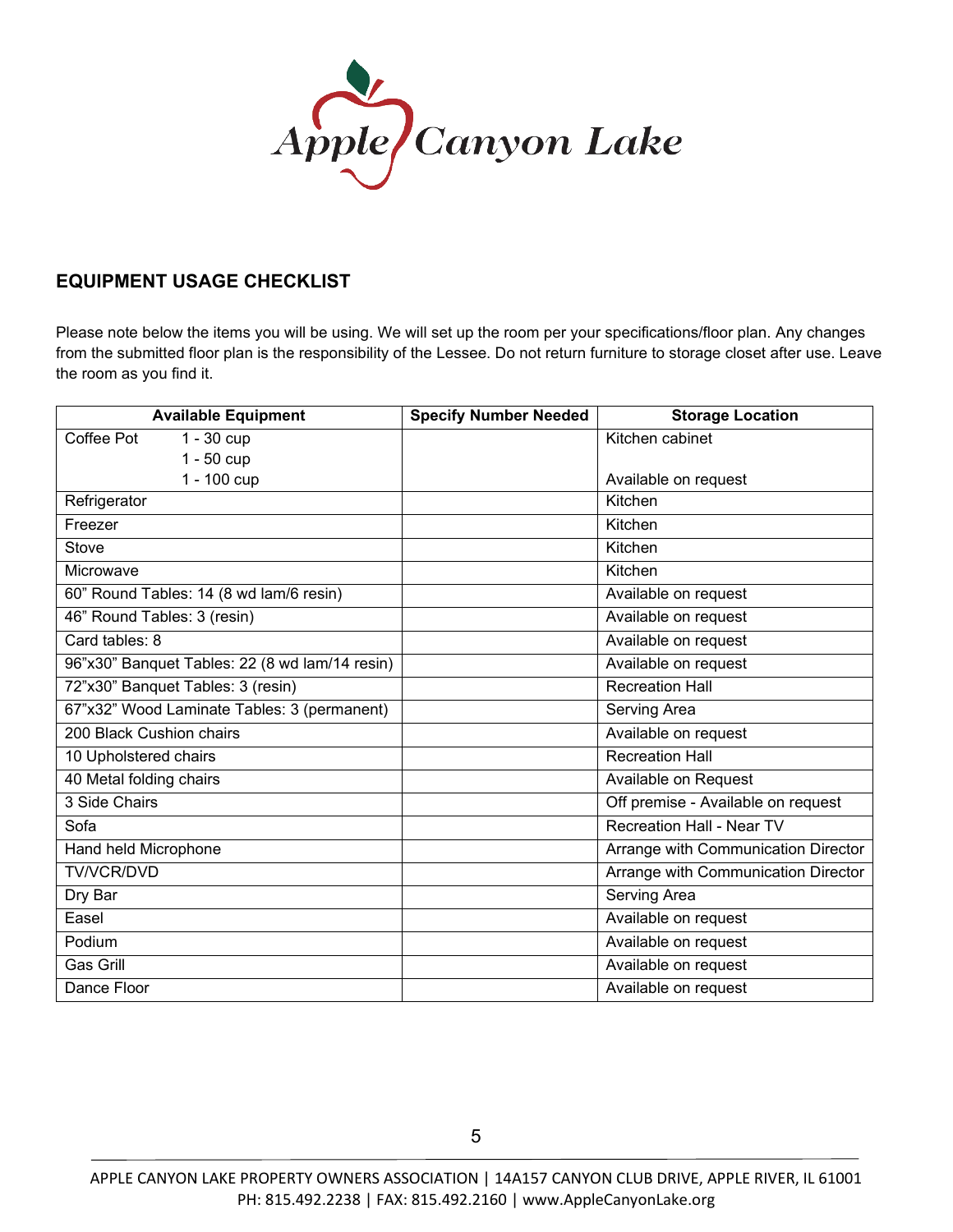## EQUIPMENT USAGE CHECKLIST

Please note below the items you will be using. We will set up the room per your specifications/floor plan. Any changes from the submitted floor plan is the responsibility of the Lessee. Do not return furniture to storage closet after use. Leave the room as you find it.

| Available Equipment | Specify Number Needed | Storage Location |
|---|---|---|
| Coffee Pot 1 - 30 cup<br>1 - 50 cup<br>1 - 100 cup | | Kitchen cabinet<br><br>Available on request |
| Refrigerator | | Kitchen |
| Freezer | | Kitchen |
| Stove | | Kitchen |
| Microwave | | Kitchen |
| 60" Round Tables: 14 (8 wd lam/6 resin) | | Available on request |
| 46" Round Tables: 3 (resin) | | Available on request |
| Card tables: 8 | | Available on request |
| 96"x30" Banquet Tables: 22 (8 wd lam/14 resin) | | Available on request |
| 72"x30" Banquet Tables: 3 (resin) | | Recreation Hall |
| 67"x32" Wood Laminate Tables: 3 (permanent) | | Serving Area |
| 200 Black Cushion chairs | | Available on request |
| 10 Upholstered chairs | | Recreation Hall |
| 40 Metal folding chairs | | Available on Request |
| 3 Side Chairs | | Off premise - Available on request |
| Sofa | | Recreation Hall - Near TV |
| Hand held Microphone | | Arrange with Communication Director |
| TV/VCR/DVD | | Arrange with Communication Director |
| Dry Bar | | Serving Area |
| Easel | | Available on request |
| Podium | | Available on request |
| Gas Grill | | Available on request |
| Dance Floor | | Available on request |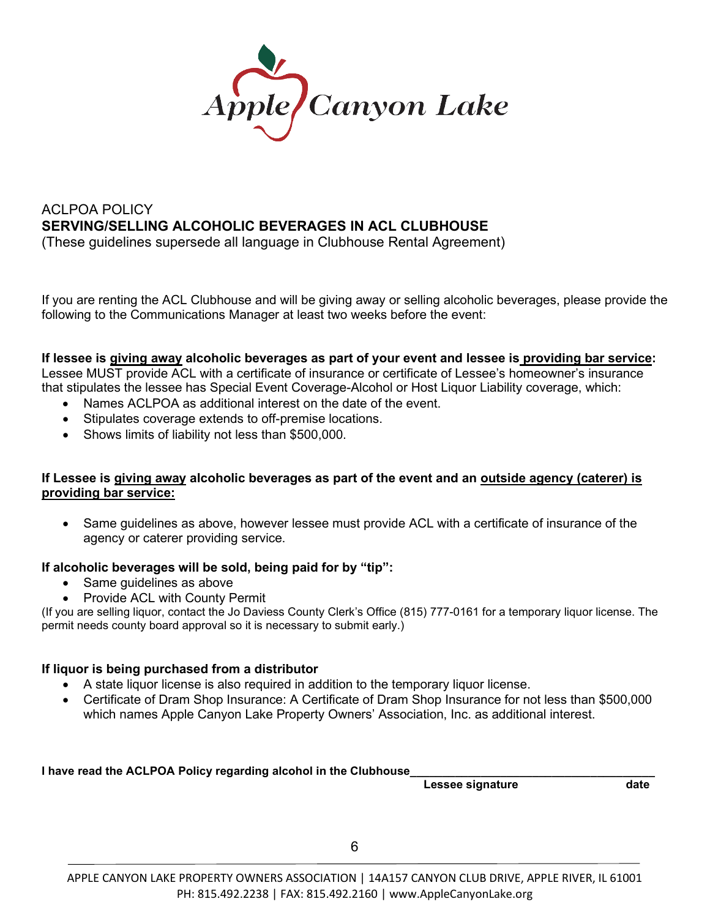Apple Canyon Lake

ACLPOA POLICY

**SERVING/SELLING ALCOHOLIC BEVERAGES IN ACL CLUBHOUSE**

(These guidelines supersede all language in Clubhouse Rental Agreement)

If you are renting the ACL Clubhouse and will be giving away or selling alcoholic beverages, please provide the following to the Communications Manager at least two weeks before the event:

**If lessee is giving away alcoholic beverages as part of your event and lessee is providing bar service:**
Lessee MUST provide ACL with a certificate of insurance or certificate of Lessee's homeowner's insurance that stipulates the lessee has Special Event Coverage-Alcohol or Host Liquor Liability coverage, which:

- Names ACLPOA as additional interest on the date of the event.
- Stipulates coverage extends to off-premise locations.
- Shows limits of liability not less than $500,000.

**If Lessee is giving away alcoholic beverages as part of the event and an outside agency (caterer) is providing bar service:**

- Same guidelines as above, however lessee must provide ACL with a certificate of insurance of the agency or caterer providing service.

**If alcoholic beverages will be sold, being paid for by "tip":**

- Same guidelines as above
- Provide ACL with County Permit

(If you are selling liquor, contact the Jo Daviess County Clerk's Office (815) 777-0161 for a temporary liquor license. The permit needs county board approval so it is necessary to submit early.)

**If liquor is being purchased from a distributor**

- A state liquor license is also required in addition to the temporary liquor license.
- Certificate of Dram Shop Insurance: A Certificate of Dram Shop Insurance for not less than $500,000 which names Apple Canyon Lake Property Owners' Association, Inc. as additional interest.

**I have read the ACLPOA Policy regarding alcohol in the Clubhouse**_____________________________________

**Lessee signature** **date**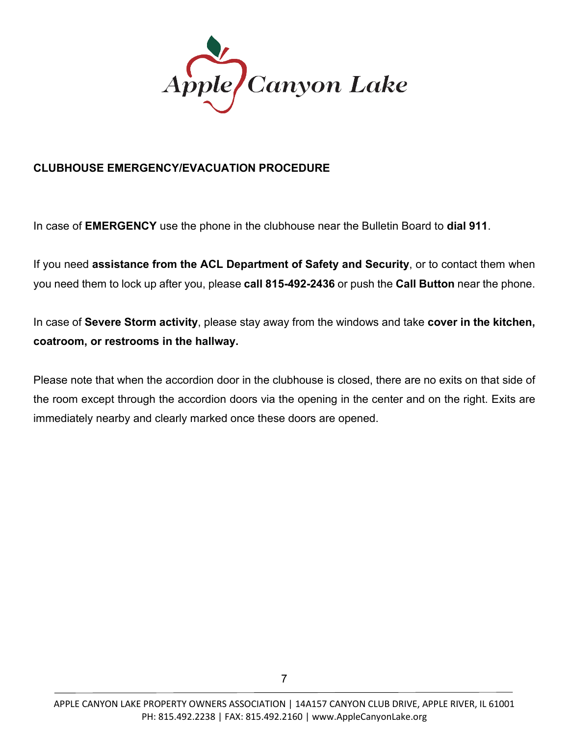Apple Canyon Lake

## CLUBHOUSE EMERGENCY/EVACUATION PROCEDURE

In case of **EMERGENCY** use the phone in the clubhouse near the Bulletin Board to **dial 911**.

If you need **assistance from the ACL Department of Safety and Security**, or to contact them when you need them to lock up after you, please **call 815-492-2436** or push the **Call Button** near the phone.

In case of **Severe Storm activity**, please stay away from the windows and take **cover in the kitchen, coatroom, or restrooms in the hallway.**

Please note that when the accordion door in the clubhouse is closed, there are no exits on that side of the room except through the accordion doors via the opening in the center and on the right. Exits are immediately nearby and clearly marked once these doors are opened.

APPLE CANYON LAKE PROPERTY OWNERS ASSOCIATION | 14A157 CANYON CLUB DRIVE, APPLE RIVER, IL 61001
PH: 815.492.2238 | FAX: 815.492.2160 | www.AppleCanyonLake.org